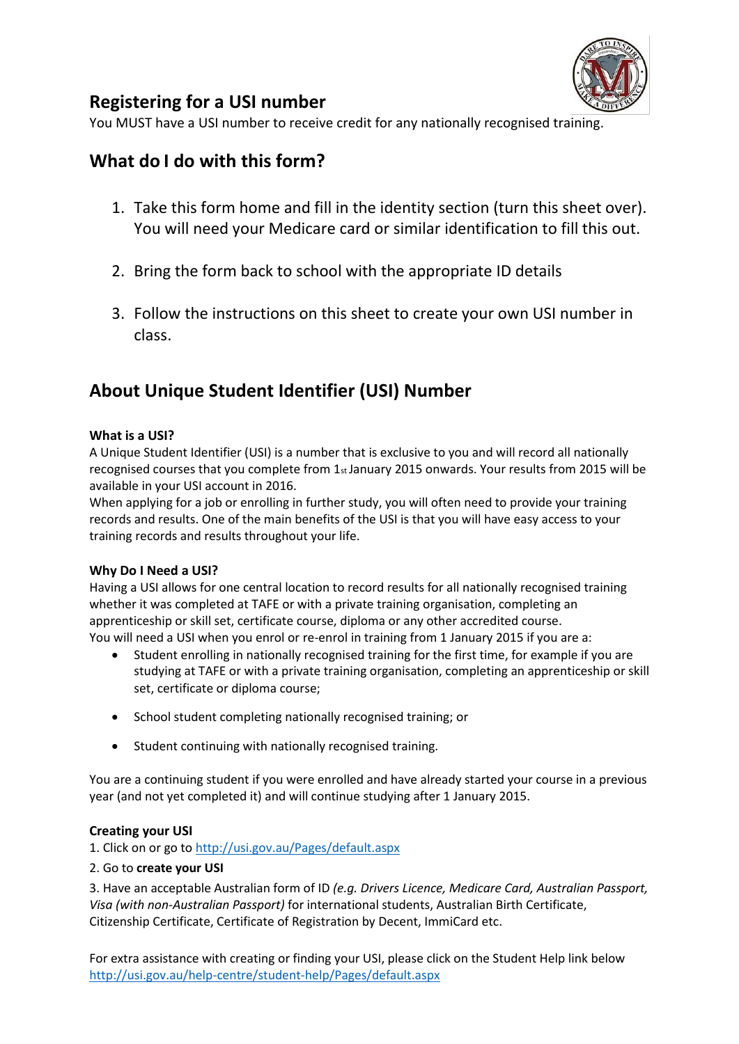## Registering for a USI number

You MUST have a USI number to receive credit for any nationally recognised training.

## What do I do with this form?

1. Take this form home and fill in the identity section (turn this sheet over). You will need your Medicare card or similar identification to fill this out.
2. Bring the form back to school with the appropriate ID details
3. Follow the instructions on this sheet to create your own USI number in class.

## About Unique Student Identifier (USI) Number

**What is a USI?**

A Unique Student Identifier (USI) is a number that is exclusive to you and will record all nationally recognised courses that you complete from 1st January 2015 onwards. Your results from 2015 will be available in your USI account in 2016.

When applying for a job or enrolling in further study, you will often need to provide your training records and results. One of the main benefits of the USI is that you will have easy access to your training records and results throughout your life.

**Why Do I Need a USI?**

Having a USI allows for one central location to record results for all nationally recognised training whether it was completed at TAFE or with a private training organisation, completing an apprenticeship or skill set, certificate course, diploma or any other accredited course.

You will need a USI when you enrol or re-enrol in training from 1 January 2015 if you are a:

- Student enrolling in nationally recognised training for the first time, for example if you are studying at TAFE or with a private training organisation, completing an apprenticeship or skill set, certificate or diploma course;
- School student completing nationally recognised training; or
- Student continuing with nationally recognised training.

You are a continuing student if you were enrolled and have already started your course in a previous year (and not yet completed it) and will continue studying after 1 January 2015.

**Creating your USI**

1. Click on or go to http://usi.gov.au/Pages/default.aspx
2. Go to **create your USI**
3. Have an acceptable Australian form of ID *(e.g. Drivers Licence, Medicare Card, Australian Passport, Visa (with non-Australian Passport)* for international students, Australian Birth Certificate, Citizenship Certificate, Certificate of Registration by Decent, ImmiCard etc.

For extra assistance with creating or finding your USI, please click on the Student Help link below http://usi.gov.au/help-centre/student-help/Pages/default.aspx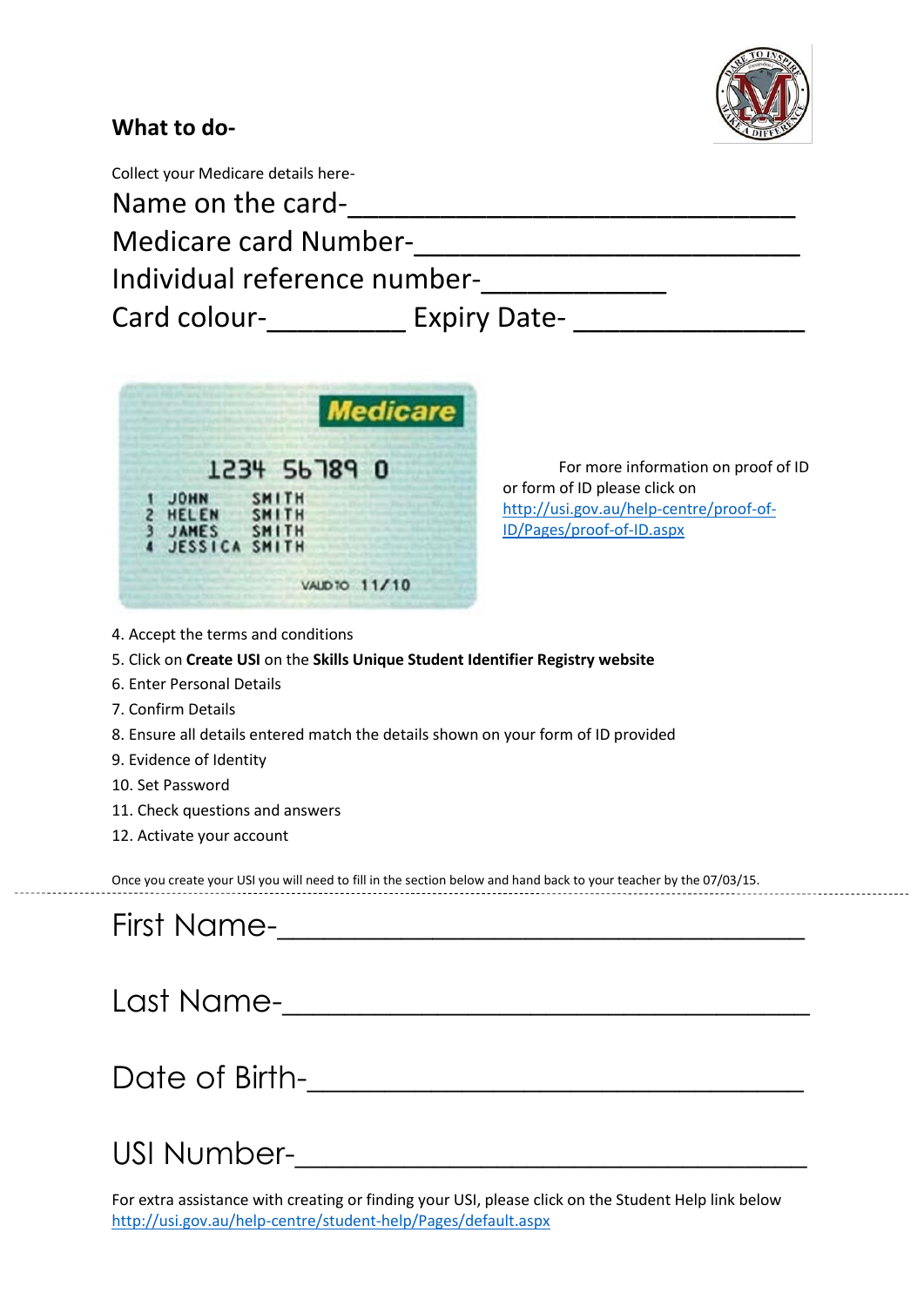**What to do-**

Collect your Medicare details here-

Name on the card-______________________________

Medicare card Number-__________________________

Individual reference number-____________

Card colour-_________ Expiry Date- _______________

For more information on proof of ID or form of ID please click on http://usi.gov.au/help-centre/proof-of-ID/Pages/proof-of-ID.aspx

4. Accept the terms and conditions
5. Click on **Create USI** on the **Skills Unique Student Identifier Registry website**
6. Enter Personal Details
7. Confirm Details
8. Ensure all details entered match the details shown on your form of ID provided
9. Evidence of Identity
10. Set Password
11. Check questions and answers
12. Activate your account

Once you create your USI you will need to fill in the section below and hand back to your teacher by the 07/03/15.

---

First Name-___________________________________

Last Name-___________________________________

Date of Birth-_________________________________

USI Number-__________________________________

For extra assistance with creating or finding your USI, please click on the Student Help link below http://usi.gov.au/help-centre/student-help/Pages/default.aspx